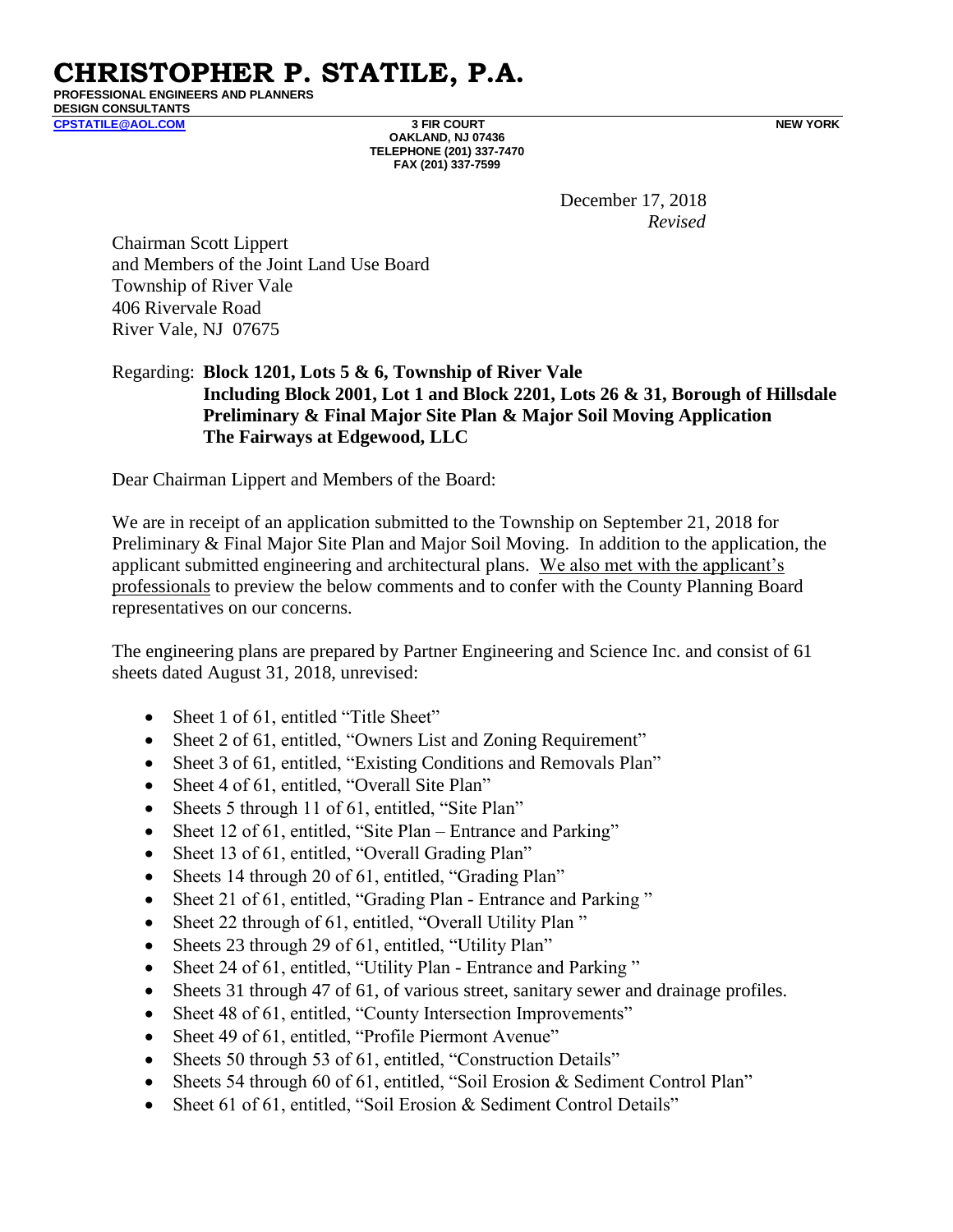# CHRISTOPHER P. STATILE, P.A.

**PROFESSIONAL ENGINEERS AND PLANNERS**
**DESIGN CONSULTANTS**

**CPSTATILE@AOL.COM** | **3 FIR COURT** | **NEW YORK**

**OAKLAND, NJ 07436**
**TELEPHONE (201) 337-7470**
**FAX (201) 337-7599**

December 17, 2018
*Revised*

Chairman Scott Lippert
and Members of the Joint Land Use Board
Township of River Vale
406 Rivervale Road
River Vale, NJ 07675

Regarding: **Block 1201, Lots 5 & 6, Township of River Vale**
**Including Block 2001, Lot 1 and Block 2201, Lots 26 & 31, Borough of Hillsdale**
**Preliminary & Final Major Site Plan & Major Soil Moving Application**
**The Fairways at Edgewood, LLC**

Dear Chairman Lippert and Members of the Board:

We are in receipt of an application submitted to the Township on September 21, 2018 for Preliminary & Final Major Site Plan and Major Soil Moving. In addition to the application, the applicant submitted engineering and architectural plans. We also met with the applicant's professionals to preview the below comments and to confer with the County Planning Board representatives on our concerns.

The engineering plans are prepared by Partner Engineering and Science Inc. and consist of 61 sheets dated August 31, 2018, unrevised:

- Sheet 1 of 61, entitled "Title Sheet"
- Sheet 2 of 61, entitled, "Owners List and Zoning Requirement"
- Sheet 3 of 61, entitled, "Existing Conditions and Removals Plan"
- Sheet 4 of 61, entitled, "Overall Site Plan"
- Sheets 5 through 11 of 61, entitled, "Site Plan"
- Sheet 12 of 61, entitled, "Site Plan – Entrance and Parking"
- Sheet 13 of 61, entitled, "Overall Grading Plan"
- Sheets 14 through 20 of 61, entitled, "Grading Plan"
- Sheet 21 of 61, entitled, "Grading Plan - Entrance and Parking "
- Sheet 22 through of 61, entitled, "Overall Utility Plan "
- Sheets 23 through 29 of 61, entitled, "Utility Plan"
- Sheet 24 of 61, entitled, "Utility Plan - Entrance and Parking "
- Sheets 31 through 47 of 61, of various street, sanitary sewer and drainage profiles.
- Sheet 48 of 61, entitled, "County Intersection Improvements"
- Sheet 49 of 61, entitled, "Profile Piermont Avenue"
- Sheets 50 through 53 of 61, entitled, "Construction Details"
- Sheets 54 through 60 of 61, entitled, "Soil Erosion & Sediment Control Plan"
- Sheet 61 of 61, entitled, "Soil Erosion & Sediment Control Details"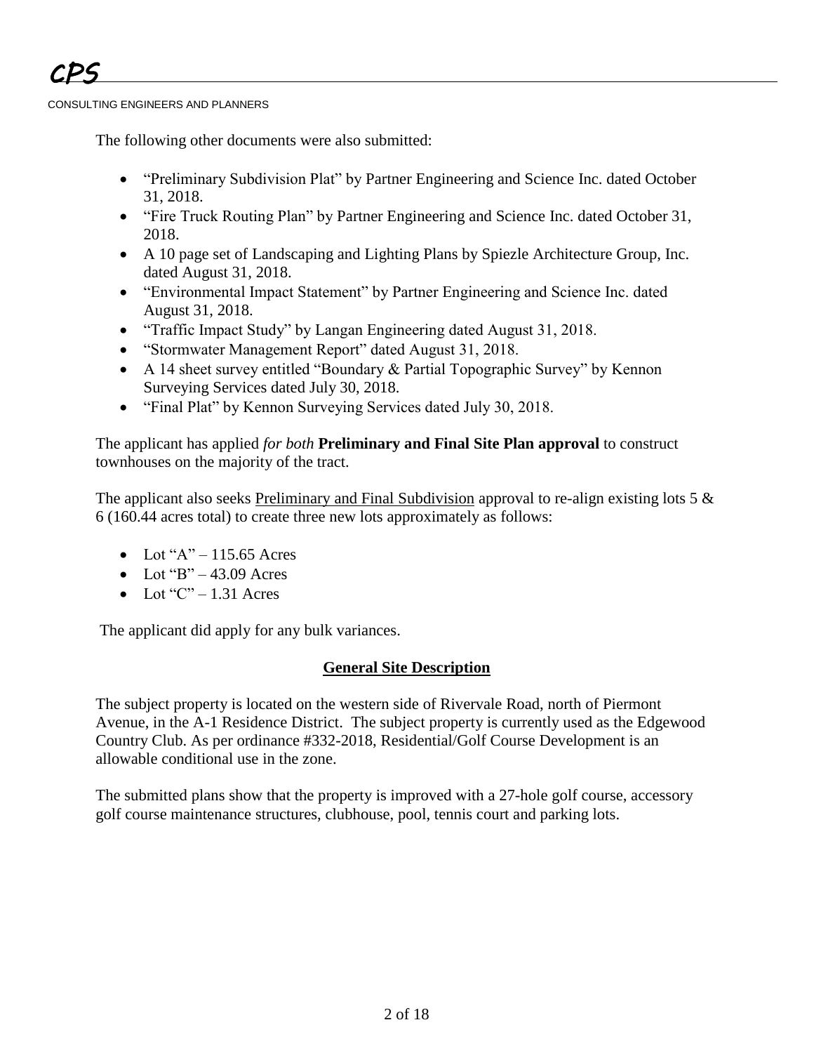The following other documents were also submitted:

- "Preliminary Subdivision Plat" by Partner Engineering and Science Inc. dated October 31, 2018.
- "Fire Truck Routing Plan" by Partner Engineering and Science Inc. dated October 31, 2018.
- A 10 page set of Landscaping and Lighting Plans by Spiezle Architecture Group, Inc. dated August 31, 2018.
- "Environmental Impact Statement" by Partner Engineering and Science Inc. dated August 31, 2018.
- "Traffic Impact Study" by Langan Engineering dated August 31, 2018.
- "Stormwater Management Report" dated August 31, 2018.
- A 14 sheet survey entitled "Boundary & Partial Topographic Survey" by Kennon Surveying Services dated July 30, 2018.
- "Final Plat" by Kennon Surveying Services dated July 30, 2018.

The applicant has applied *for both* **Preliminary and Final Site Plan approval** to construct townhouses on the majority of the tract.

The applicant also seeks Preliminary and Final Subdivision approval to re-align existing lots 5 & 6 (160.44 acres total) to create three new lots approximately as follows:

- Lot "A" – 115.65 Acres
- Lot "B" – 43.09 Acres
- Lot "C" – 1.31 Acres

The applicant did apply for any bulk variances.

## General Site Description

The subject property is located on the western side of Rivervale Road, north of Piermont Avenue, in the A-1 Residence District. The subject property is currently used as the Edgewood Country Club. As per ordinance #332-2018, Residential/Golf Course Development is an allowable conditional use in the zone.

The submitted plans show that the property is improved with a 27-hole golf course, accessory golf course maintenance structures, clubhouse, pool, tennis court and parking lots.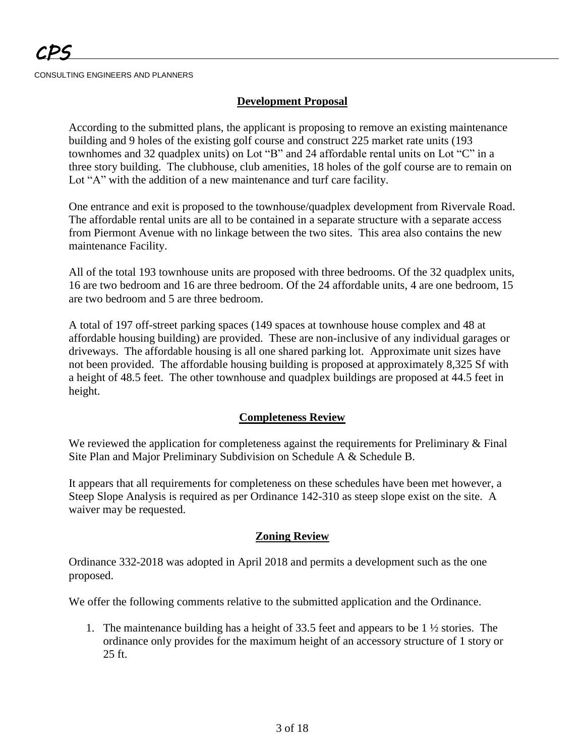## Development Proposal

According to the submitted plans, the applicant is proposing to remove an existing maintenance building and 9 holes of the existing golf course and construct 225 market rate units (193 townhomes and 32 quadplex units) on Lot "B" and 24 affordable rental units on Lot "C" in a three story building. The clubhouse, club amenities, 18 holes of the golf course are to remain on Lot "A" with the addition of a new maintenance and turf care facility.

One entrance and exit is proposed to the townhouse/quadplex development from Rivervale Road. The affordable rental units are all to be contained in a separate structure with a separate access from Piermont Avenue with no linkage between the two sites. This area also contains the new maintenance Facility.

All of the total 193 townhouse units are proposed with three bedrooms. Of the 32 quadplex units, 16 are two bedroom and 16 are three bedroom. Of the 24 affordable units, 4 are one bedroom, 15 are two bedroom and 5 are three bedroom.

A total of 197 off-street parking spaces (149 spaces at townhouse house complex and 48 at affordable housing building) are provided. These are non-inclusive of any individual garages or driveways. The affordable housing is all one shared parking lot. Approximate unit sizes have not been provided. The affordable housing building is proposed at approximately 8,325 Sf with a height of 48.5 feet. The other townhouse and quadplex buildings are proposed at 44.5 feet in height.

## Completeness Review

We reviewed the application for completeness against the requirements for Preliminary & Final Site Plan and Major Preliminary Subdivision on Schedule A & Schedule B.

It appears that all requirements for completeness on these schedules have been met however, a Steep Slope Analysis is required as per Ordinance 142-310 as steep slope exist on the site. A waiver may be requested.

## Zoning Review

Ordinance 332-2018 was adopted in April 2018 and permits a development such as the one proposed.

We offer the following comments relative to the submitted application and the Ordinance.

1. The maintenance building has a height of 33.5 feet and appears to be 1 ½ stories. The ordinance only provides for the maximum height of an accessory structure of 1 story or 25 ft.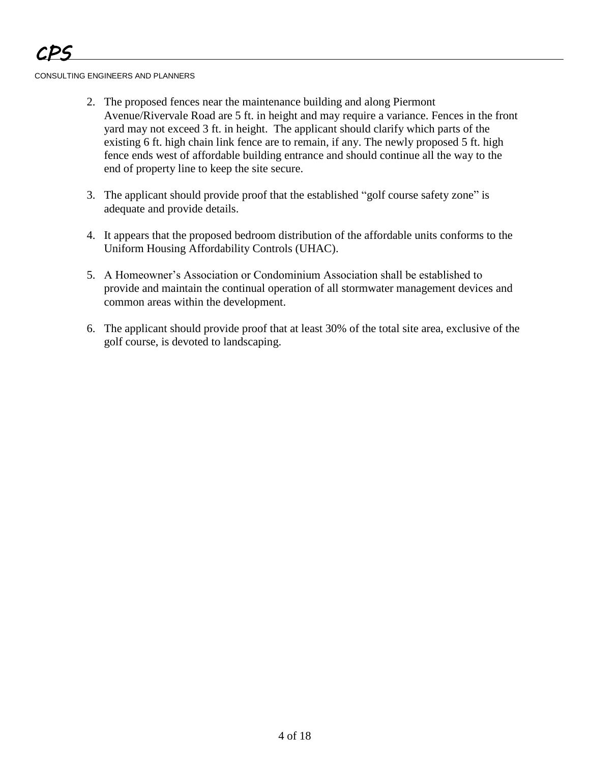2. The proposed fences near the maintenance building and along Piermont Avenue/Rivervale Road are 5 ft. in height and may require a variance. Fences in the front yard may not exceed 3 ft. in height. The applicant should clarify which parts of the existing 6 ft. high chain link fence are to remain, if any. The newly proposed 5 ft. high fence ends west of affordable building entrance and should continue all the way to the end of property line to keep the site secure.

3. The applicant should provide proof that the established "golf course safety zone" is adequate and provide details.

4. It appears that the proposed bedroom distribution of the affordable units conforms to the Uniform Housing Affordability Controls (UHAC).

5. A Homeowner's Association or Condominium Association shall be established to provide and maintain the continual operation of all stormwater management devices and common areas within the development.

6. The applicant should provide proof that at least 30% of the total site area, exclusive of the golf course, is devoted to landscaping.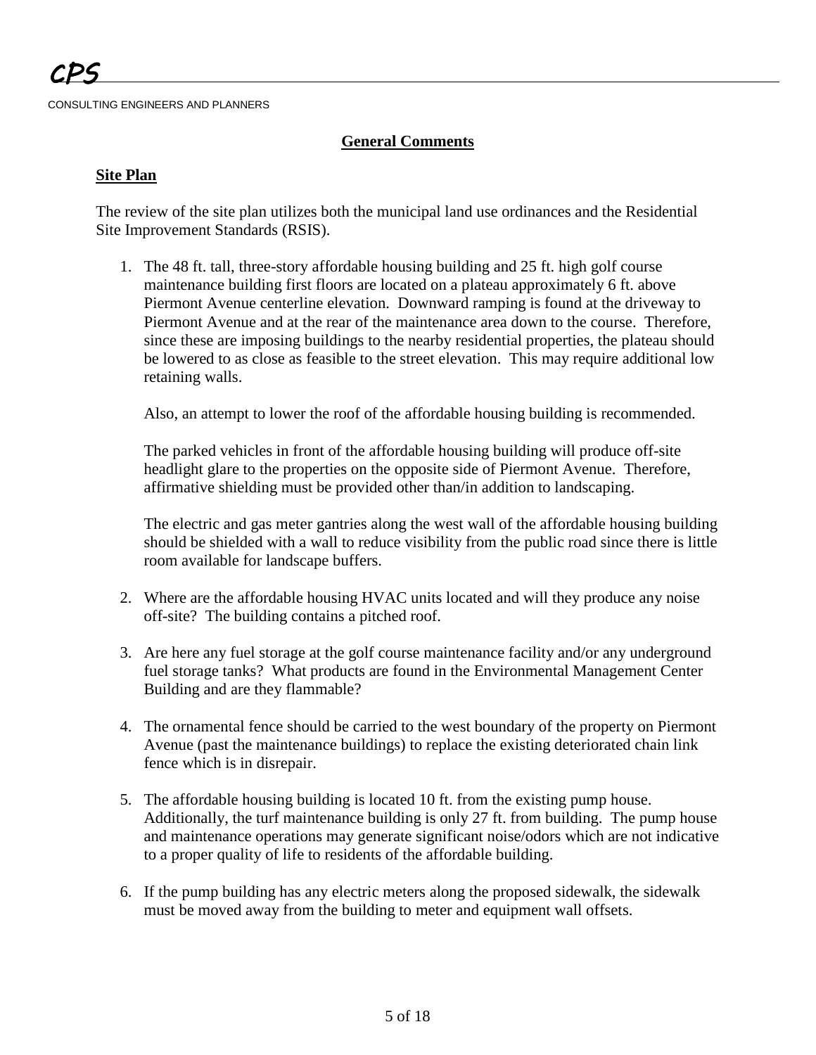## General Comments

### Site Plan

The review of the site plan utilizes both the municipal land use ordinances and the Residential Site Improvement Standards (RSIS).

1. The 48 ft. tall, three-story affordable housing building and 25 ft. high golf course maintenance building first floors are located on a plateau approximately 6 ft. above Piermont Avenue centerline elevation. Downward ramping is found at the driveway to Piermont Avenue and at the rear of the maintenance area down to the course. Therefore, since these are imposing buildings to the nearby residential properties, the plateau should be lowered to as close as feasible to the street elevation. This may require additional low retaining walls.

   Also, an attempt to lower the roof of the affordable housing building is recommended.

   The parked vehicles in front of the affordable housing building will produce off-site headlight glare to the properties on the opposite side of Piermont Avenue. Therefore, affirmative shielding must be provided other than/in addition to landscaping.

   The electric and gas meter gantries along the west wall of the affordable housing building should be shielded with a wall to reduce visibility from the public road since there is little room available for landscape buffers.

2. Where are the affordable housing HVAC units located and will they produce any noise off-site? The building contains a pitched roof.

3. Are here any fuel storage at the golf course maintenance facility and/or any underground fuel storage tanks? What products are found in the Environmental Management Center Building and are they flammable?

4. The ornamental fence should be carried to the west boundary of the property on Piermont Avenue (past the maintenance buildings) to replace the existing deteriorated chain link fence which is in disrepair.

5. The affordable housing building is located 10 ft. from the existing pump house. Additionally, the turf maintenance building is only 27 ft. from building. The pump house and maintenance operations may generate significant noise/odors which are not indicative to a proper quality of life to residents of the affordable building.

6. If the pump building has any electric meters along the proposed sidewalk, the sidewalk must be moved away from the building to meter and equipment wall offsets.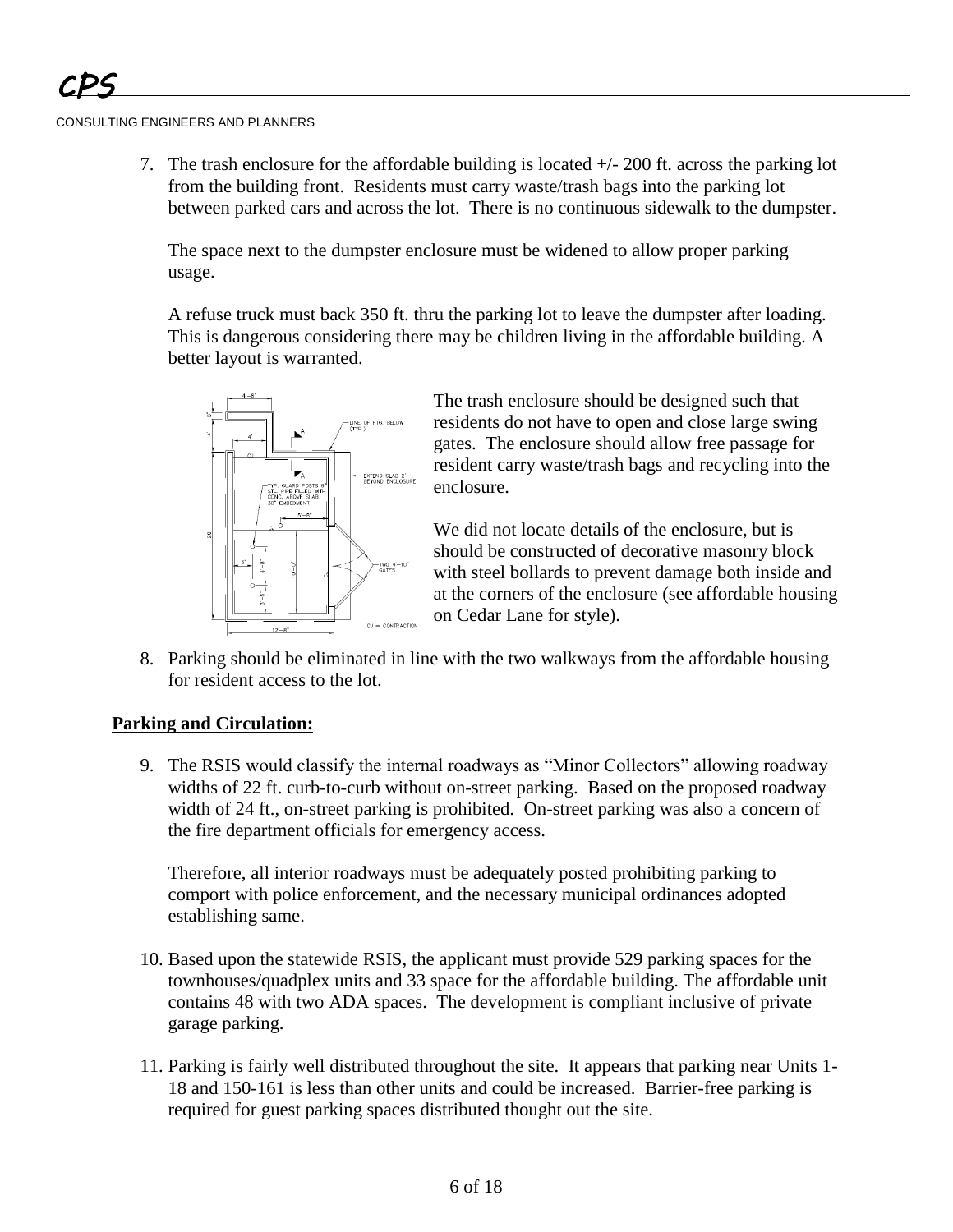7. The trash enclosure for the affordable building is located +/- 200 ft. across the parking lot from the building front. Residents must carry waste/trash bags into the parking lot between parked cars and across the lot. There is no continuous sidewalk to the dumpster.

   The space next to the dumpster enclosure must be widened to allow proper parking usage.

   A refuse truck must back 350 ft. thru the parking lot to leave the dumpster after loading. This is dangerous considering there may be children living in the affordable building. A better layout is warranted.

   The trash enclosure should be designed such that residents do not have to open and close large swing gates. The enclosure should allow free passage for resident carry waste/trash bags and recycling into the enclosure.

   We did not locate details of the enclosure, but is should be constructed of decorative masonry block with steel bollards to prevent damage both inside and at the corners of the enclosure (see affordable housing on Cedar Lane for style).

8. Parking should be eliminated in line with the two walkways from the affordable housing for resident access to the lot.

**Parking and Circulation:**

9. The RSIS would classify the internal roadways as "Minor Collectors" allowing roadway widths of 22 ft. curb-to-curb without on-street parking. Based on the proposed roadway width of 24 ft., on-street parking is prohibited. On-street parking was also a concern of the fire department officials for emergency access.

   Therefore, all interior roadways must be adequately posted prohibiting parking to comport with police enforcement, and the necessary municipal ordinances adopted establishing same.

10. Based upon the statewide RSIS, the applicant must provide 529 parking spaces for the townhouses/quadplex units and 33 space for the affordable building. The affordable unit contains 48 with two ADA spaces. The development is compliant inclusive of private garage parking.

11. Parking is fairly well distributed throughout the site. It appears that parking near Units 1-18 and 150-161 is less than other units and could be increased. Barrier-free parking is required for guest parking spaces distributed thought out the site.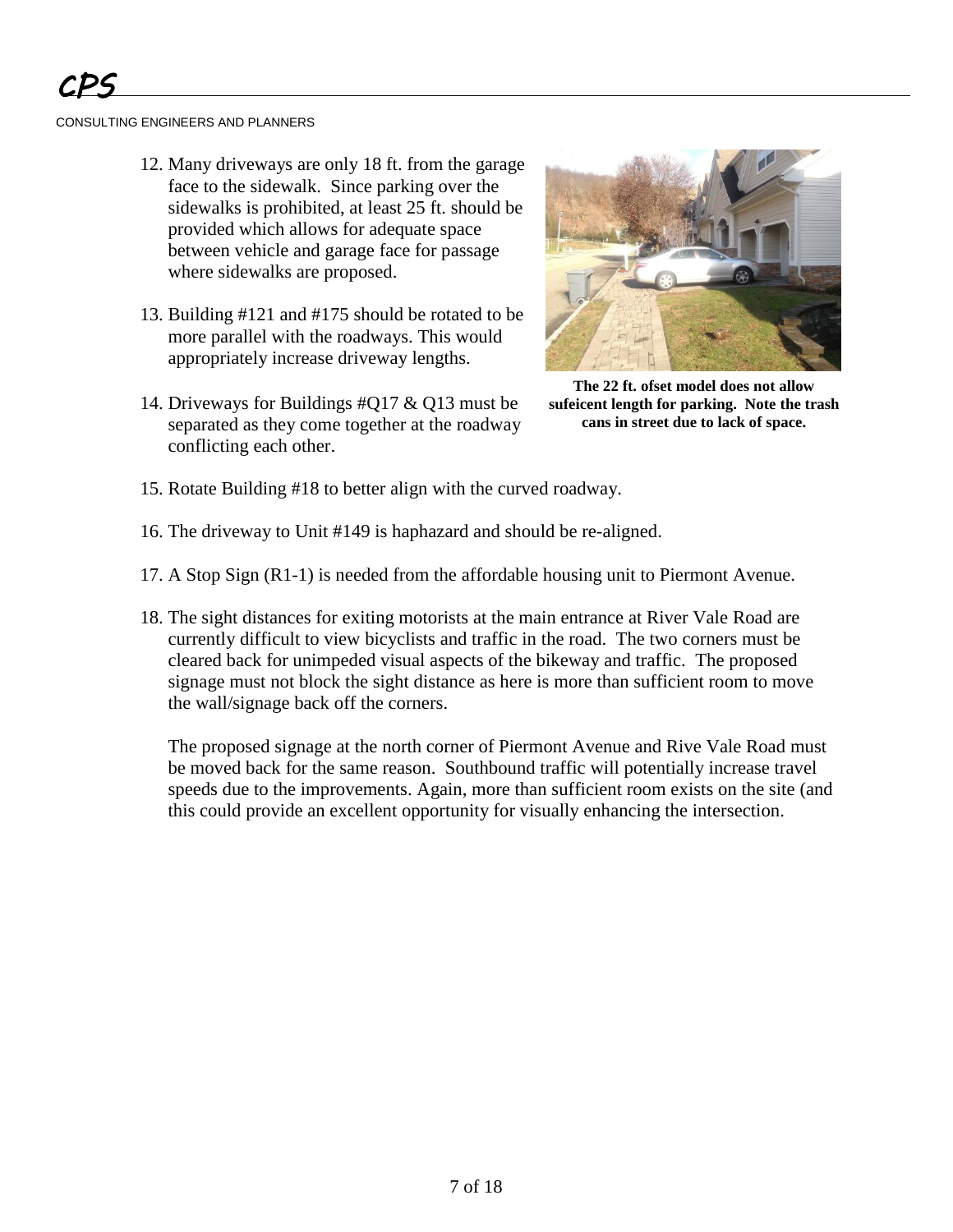12. Many driveways are only 18 ft. from the garage face to the sidewalk. Since parking over the sidewalks is prohibited, at least 25 ft. should be provided which allows for adequate space between vehicle and garage face for passage where sidewalks are proposed.

13. Building #121 and #175 should be rotated to be more parallel with the roadways. This would appropriately increase driveway lengths.

14. Driveways for Buildings #Q17 & Q13 must be separated as they come together at the roadway conflicting each other.

**The 22 ft. ofset model does not allow sufeicent length for parking. Note the trash cans in street due to lack of space.**

15. Rotate Building #18 to better align with the curved roadway.

16. The driveway to Unit #149 is haphazard and should be re-aligned.

17. A Stop Sign (R1-1) is needed from the affordable housing unit to Piermont Avenue.

18. The sight distances for exiting motorists at the main entrance at River Vale Road are currently difficult to view bicyclists and traffic in the road. The two corners must be cleared back for unimpeded visual aspects of the bikeway and traffic. The proposed signage must not block the sight distance as here is more than sufficient room to move the wall/signage back off the corners.

    The proposed signage at the north corner of Piermont Avenue and Rive Vale Road must be moved back for the same reason. Southbound traffic will potentially increase travel speeds due to the improvements. Again, more than sufficient room exists on the site (and this could provide an excellent opportunity for visually enhancing the intersection.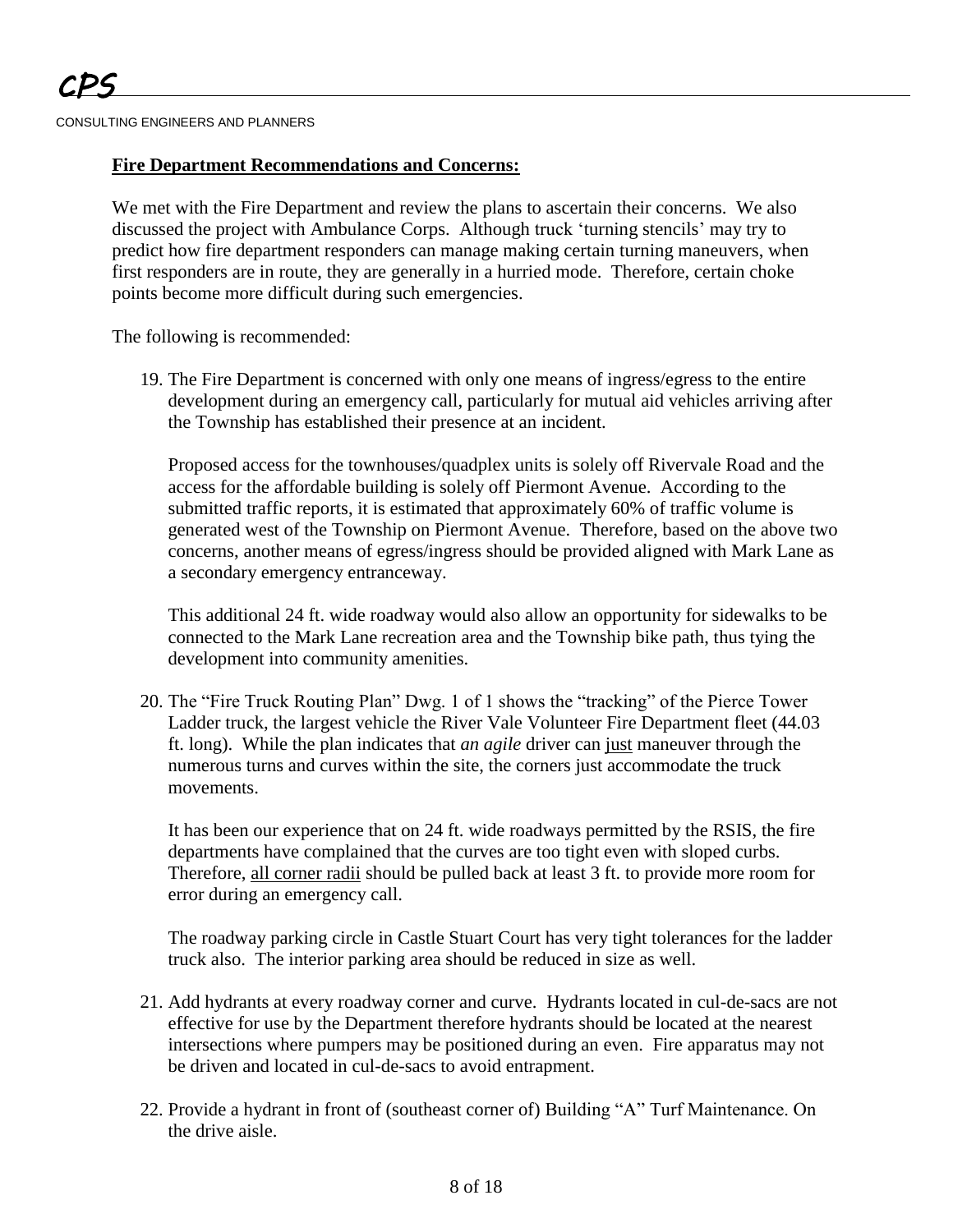**Fire Department Recommendations and Concerns:**

We met with the Fire Department and review the plans to ascertain their concerns. We also discussed the project with Ambulance Corps. Although truck 'turning stencils' may try to predict how fire department responders can manage making certain turning maneuvers, when first responders are in route, they are generally in a hurried mode. Therefore, certain choke points become more difficult during such emergencies.

The following is recommended:

19. The Fire Department is concerned with only one means of ingress/egress to the entire development during an emergency call, particularly for mutual aid vehicles arriving after the Township has established their presence at an incident.

    Proposed access for the townhouses/quadplex units is solely off Rivervale Road and the access for the affordable building is solely off Piermont Avenue. According to the submitted traffic reports, it is estimated that approximately 60% of traffic volume is generated west of the Township on Piermont Avenue. Therefore, based on the above two concerns, another means of egress/ingress should be provided aligned with Mark Lane as a secondary emergency entranceway.

    This additional 24 ft. wide roadway would also allow an opportunity for sidewalks to be connected to the Mark Lane recreation area and the Township bike path, thus tying the development into community amenities.

20. The "Fire Truck Routing Plan" Dwg. 1 of 1 shows the "tracking" of the Pierce Tower Ladder truck, the largest vehicle the River Vale Volunteer Fire Department fleet (44.03 ft. long). While the plan indicates that *an agile* driver can just maneuver through the numerous turns and curves within the site, the corners just accommodate the truck movements.

    It has been our experience that on 24 ft. wide roadways permitted by the RSIS, the fire departments have complained that the curves are too tight even with sloped curbs. Therefore, all corner radii should be pulled back at least 3 ft. to provide more room for error during an emergency call.

    The roadway parking circle in Castle Stuart Court has very tight tolerances for the ladder truck also. The interior parking area should be reduced in size as well.

21. Add hydrants at every roadway corner and curve. Hydrants located in cul-de-sacs are not effective for use by the Department therefore hydrants should be located at the nearest intersections where pumpers may be positioned during an even. Fire apparatus may not be driven and located in cul-de-sacs to avoid entrapment.

22. Provide a hydrant in front of (southeast corner of) Building "A" Turf Maintenance. On the drive aisle.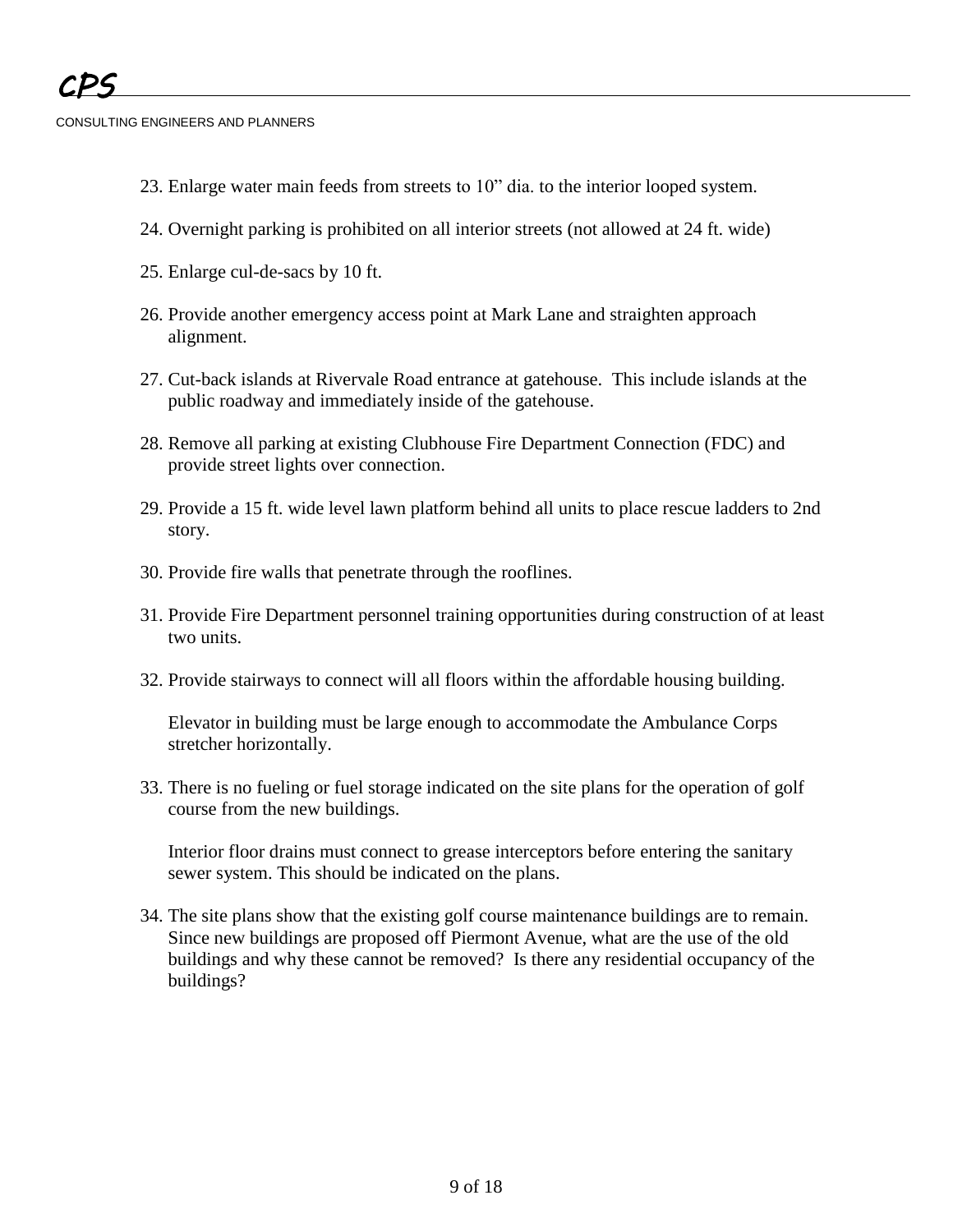23. Enlarge water main feeds from streets to 10" dia. to the interior looped system.

24. Overnight parking is prohibited on all interior streets (not allowed at 24 ft. wide)

25. Enlarge cul-de-sacs by 10 ft.

26. Provide another emergency access point at Mark Lane and straighten approach alignment.

27. Cut-back islands at Rivervale Road entrance at gatehouse. This include islands at the public roadway and immediately inside of the gatehouse.

28. Remove all parking at existing Clubhouse Fire Department Connection (FDC) and provide street lights over connection.

29. Provide a 15 ft. wide level lawn platform behind all units to place rescue ladders to 2nd story.

30. Provide fire walls that penetrate through the rooflines.

31. Provide Fire Department personnel training opportunities during construction of at least two units.

32. Provide stairways to connect will all floors within the affordable housing building.

    Elevator in building must be large enough to accommodate the Ambulance Corps stretcher horizontally.

33. There is no fueling or fuel storage indicated on the site plans for the operation of golf course from the new buildings.

    Interior floor drains must connect to grease interceptors before entering the sanitary sewer system. This should be indicated on the plans.

34. The site plans show that the existing golf course maintenance buildings are to remain. Since new buildings are proposed off Piermont Avenue, what are the use of the old buildings and why these cannot be removed? Is there any residential occupancy of the buildings?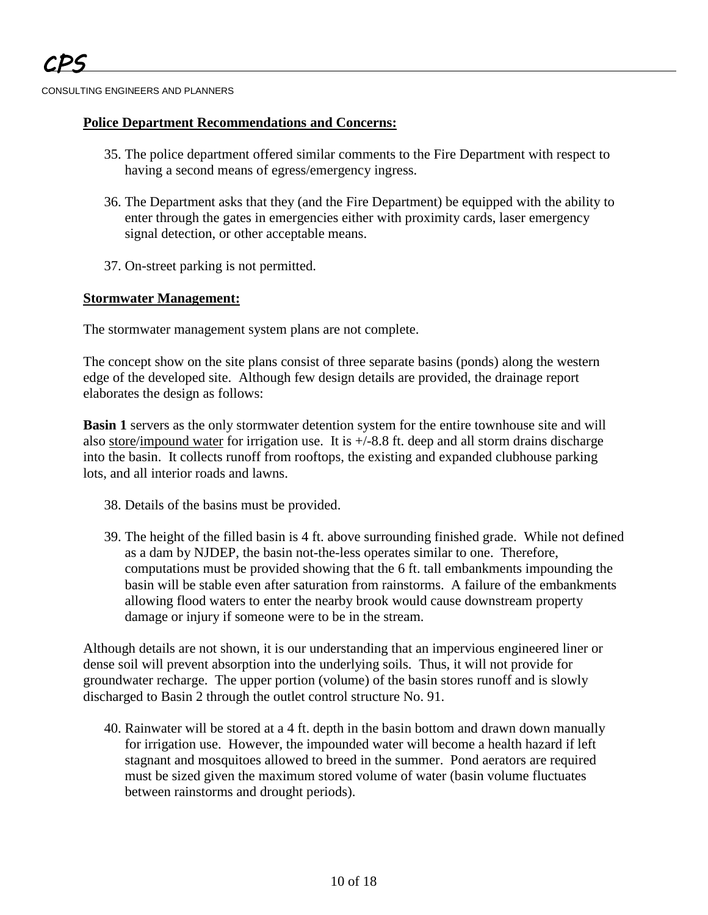**Police Department Recommendations and Concerns:**

35. The police department offered similar comments to the Fire Department with respect to having a second means of egress/emergency ingress.

36. The Department asks that they (and the Fire Department) be equipped with the ability to enter through the gates in emergencies either with proximity cards, laser emergency signal detection, or other acceptable means.

37. On-street parking is not permitted.

**Stormwater Management:**

The stormwater management system plans are not complete.

The concept show on the site plans consist of three separate basins (ponds) along the western edge of the developed site. Although few design details are provided, the drainage report elaborates the design as follows:

**Basin 1** servers as the only stormwater detention system for the entire townhouse site and will also <u>store</u>/<u>impound water</u> for irrigation use. It is +/-8.8 ft. deep and all storm drains discharge into the basin. It collects runoff from rooftops, the existing and expanded clubhouse parking lots, and all interior roads and lawns.

38. Details of the basins must be provided.

39. The height of the filled basin is 4 ft. above surrounding finished grade. While not defined as a dam by NJDEP, the basin not-the-less operates similar to one. Therefore, computations must be provided showing that the 6 ft. tall embankments impounding the basin will be stable even after saturation from rainstorms. A failure of the embankments allowing flood waters to enter the nearby brook would cause downstream property damage or injury if someone were to be in the stream.

Although details are not shown, it is our understanding that an impervious engineered liner or dense soil will prevent absorption into the underlying soils. Thus, it will not provide for groundwater recharge. The upper portion (volume) of the basin stores runoff and is slowly discharged to Basin 2 through the outlet control structure No. 91.

40. Rainwater will be stored at a 4 ft. depth in the basin bottom and drawn down manually for irrigation use. However, the impounded water will become a health hazard if left stagnant and mosquitoes allowed to breed in the summer. Pond aerators are required must be sized given the maximum stored volume of water (basin volume fluctuates between rainstorms and drought periods).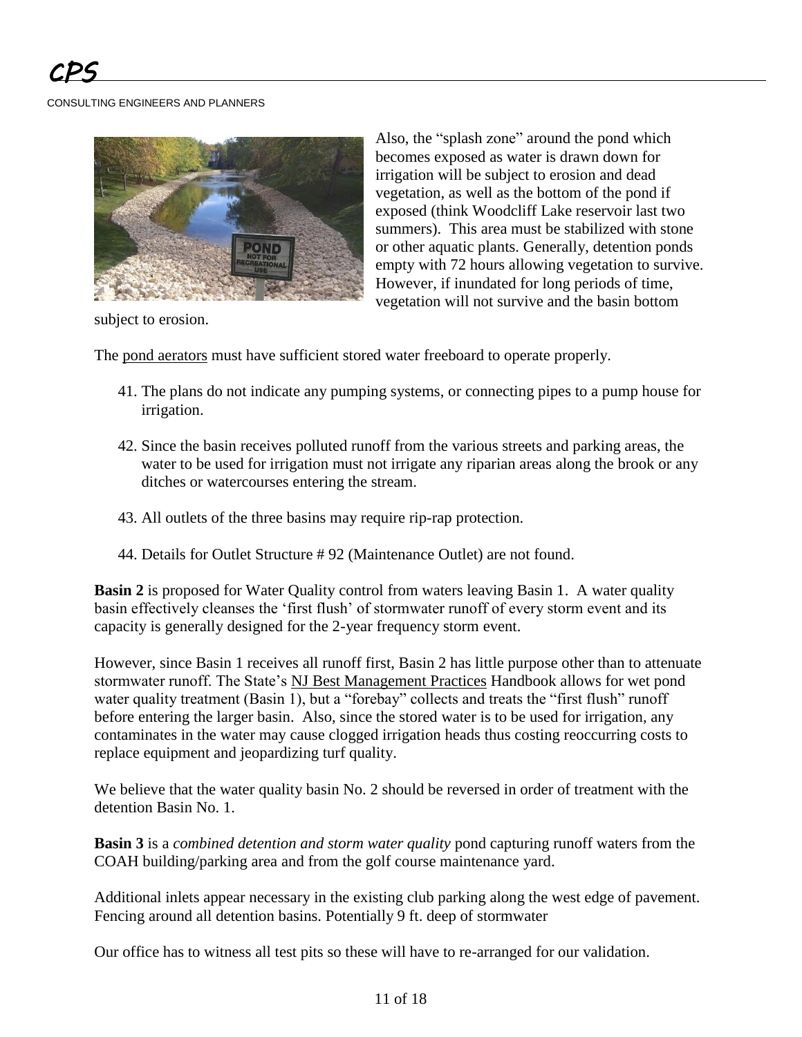Also, the "splash zone" around the pond which becomes exposed as water is drawn down for irrigation will be subject to erosion and dead vegetation, as well as the bottom of the pond if exposed (think Woodcliff Lake reservoir last two summers). This area must be stabilized with stone or other aquatic plants. Generally, detention ponds empty with 72 hours allowing vegetation to survive. However, if inundated for long periods of time, vegetation will not survive and the basin bottom subject to erosion.

The pond aerators must have sufficient stored water freeboard to operate properly.

41. The plans do not indicate any pumping systems, or connecting pipes to a pump house for irrigation.

42. Since the basin receives polluted runoff from the various streets and parking areas, the water to be used for irrigation must not irrigate any riparian areas along the brook or any ditches or watercourses entering the stream.

43. All outlets of the three basins may require rip-rap protection.

44. Details for Outlet Structure # 92 (Maintenance Outlet) are not found.

**Basin 2** is proposed for Water Quality control from waters leaving Basin 1. A water quality basin effectively cleanses the 'first flush' of stormwater runoff of every storm event and its capacity is generally designed for the 2-year frequency storm event.

However, since Basin 1 receives all runoff first, Basin 2 has little purpose other than to attenuate stormwater runoff. The State's NJ Best Management Practices Handbook allows for wet pond water quality treatment (Basin 1), but a "forebay" collects and treats the "first flush" runoff before entering the larger basin. Also, since the stored water is to be used for irrigation, any contaminates in the water may cause clogged irrigation heads thus costing reoccurring costs to replace equipment and jeopardizing turf quality.

We believe that the water quality basin No. 2 should be reversed in order of treatment with the detention Basin No. 1.

**Basin 3** is a *combined detention and storm water quality* pond capturing runoff waters from the COAH building/parking area and from the golf course maintenance yard.

Additional inlets appear necessary in the existing club parking along the west edge of pavement. Fencing around all detention basins. Potentially 9 ft. deep of stormwater

Our office has to witness all test pits so these will have to re-arranged for our validation.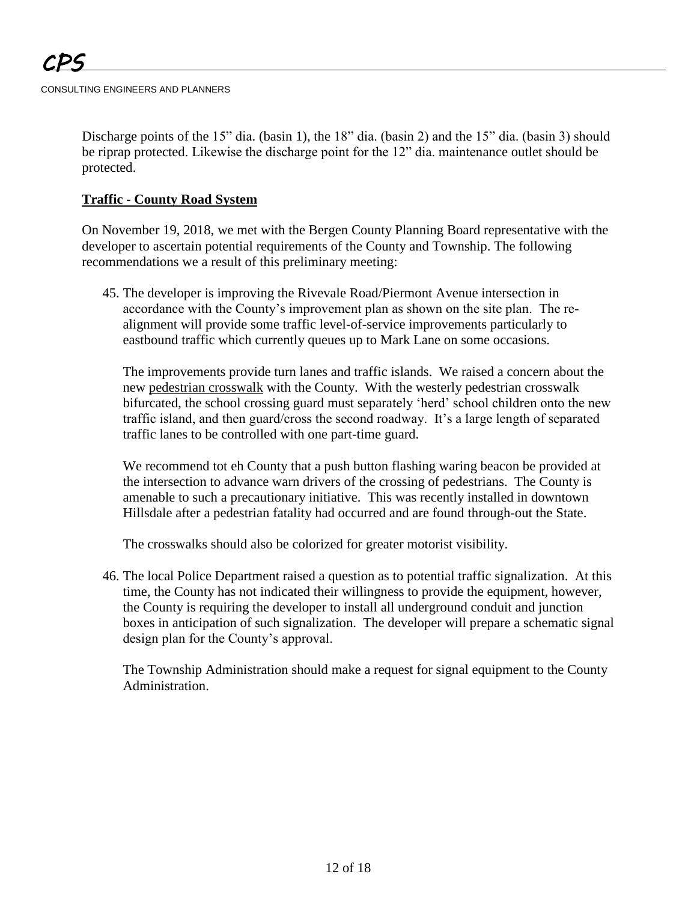Discharge points of the 15” dia. (basin 1), the 18” dia. (basin 2) and the 15” dia. (basin 3) should be riprap protected. Likewise the discharge point for the 12” dia. maintenance outlet should be protected.

**Traffic - County Road System**

On November 19, 2018, we met with the Bergen County Planning Board representative with the developer to ascertain potential requirements of the County and Township. The following recommendations we a result of this preliminary meeting:

45. The developer is improving the Rivevale Road/Piermont Avenue intersection in accordance with the County’s improvement plan as shown on the site plan. The re-alignment will provide some traffic level-of-service improvements particularly to eastbound traffic which currently queues up to Mark Lane on some occasions.

    The improvements provide turn lanes and traffic islands. We raised a concern about the new pedestrian crosswalk with the County. With the westerly pedestrian crosswalk bifurcated, the school crossing guard must separately ‘herd’ school children onto the new traffic island, and then guard/cross the second roadway. It’s a large length of separated traffic lanes to be controlled with one part-time guard.

    We recommend tot eh County that a push button flashing waring beacon be provided at the intersection to advance warn drivers of the crossing of pedestrians. The County is amenable to such a precautionary initiative. This was recently installed in downtown Hillsdale after a pedestrian fatality had occurred and are found through-out the State.

    The crosswalks should also be colorized for greater motorist visibility.

46. The local Police Department raised a question as to potential traffic signalization. At this time, the County has not indicated their willingness to provide the equipment, however, the County is requiring the developer to install all underground conduit and junction boxes in anticipation of such signalization. The developer will prepare a schematic signal design plan for the County’s approval.

    The Township Administration should make a request for signal equipment to the County Administration.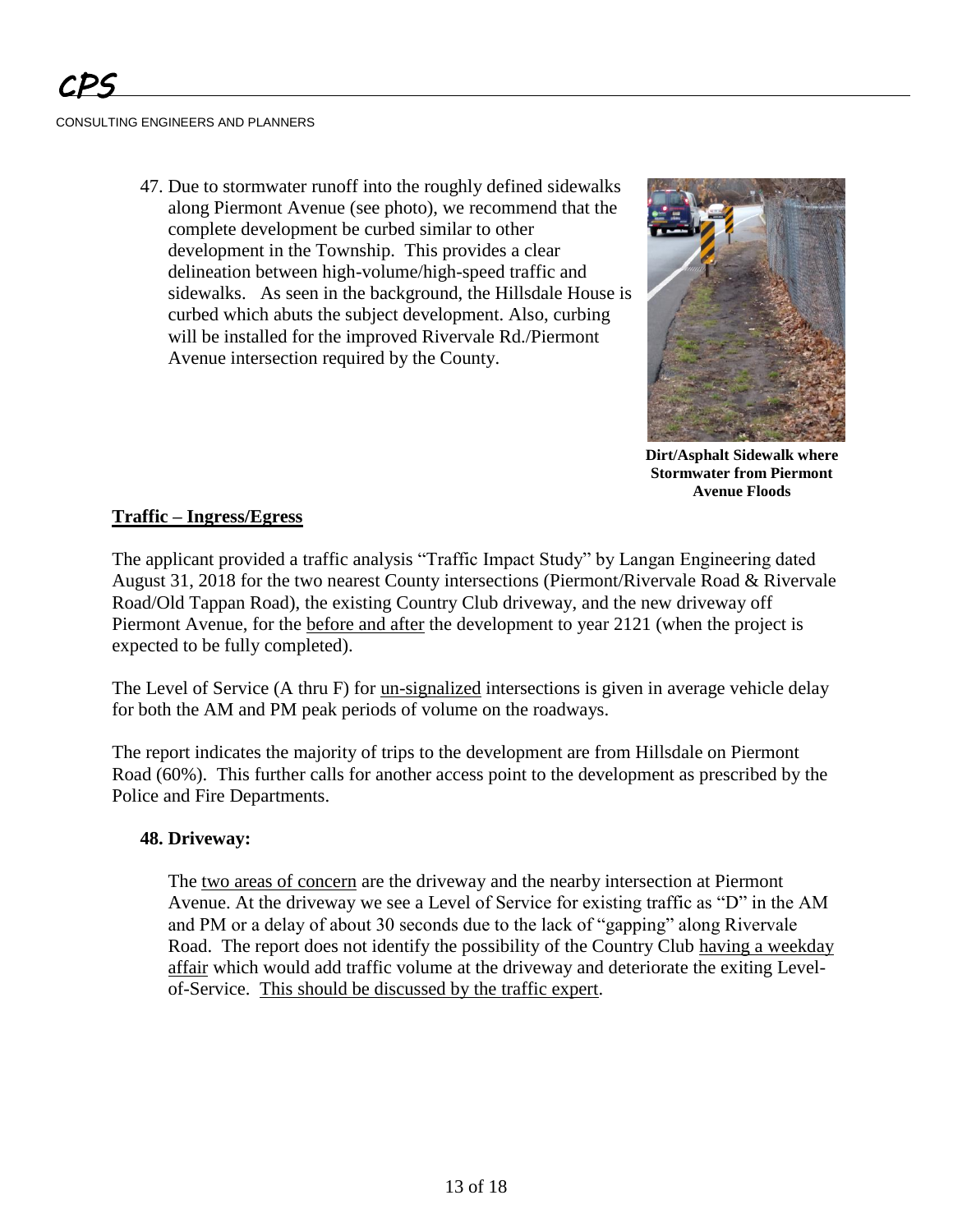47. Due to stormwater runoff into the roughly defined sidewalks along Piermont Avenue (see photo), we recommend that the complete development be curbed similar to other development in the Township. This provides a clear delineation between high-volume/high-speed traffic and sidewalks. As seen in the background, the Hillsdale House is curbed which abuts the subject development. Also, curbing will be installed for the improved Rivervale Rd./Piermont Avenue intersection required by the County.

**Dirt/Asphalt Sidewalk where Stormwater from Piermont Avenue Floods**

## Traffic – Ingress/Egress

The applicant provided a traffic analysis "Traffic Impact Study" by Langan Engineering dated August 31, 2018 for the two nearest County intersections (Piermont/Rivervale Road & Rivervale Road/Old Tappan Road), the existing Country Club driveway, and the new driveway off Piermont Avenue, for the before and after the development to year 2121 (when the project is expected to be fully completed).

The Level of Service (A thru F) for un-signalized intersections is given in average vehicle delay for both the AM and PM peak periods of volume on the roadways.

The report indicates the majority of trips to the development are from Hillsdale on Piermont Road (60%). This further calls for another access point to the development as prescribed by the Police and Fire Departments.

**48. Driveway:**

The two areas of concern are the driveway and the nearby intersection at Piermont Avenue. At the driveway we see a Level of Service for existing traffic as "D" in the AM and PM or a delay of about 30 seconds due to the lack of "gapping" along Rivervale Road. The report does not identify the possibility of the Country Club having a weekday affair which would add traffic volume at the driveway and deteriorate the exiting Level-of-Service. This should be discussed by the traffic expert.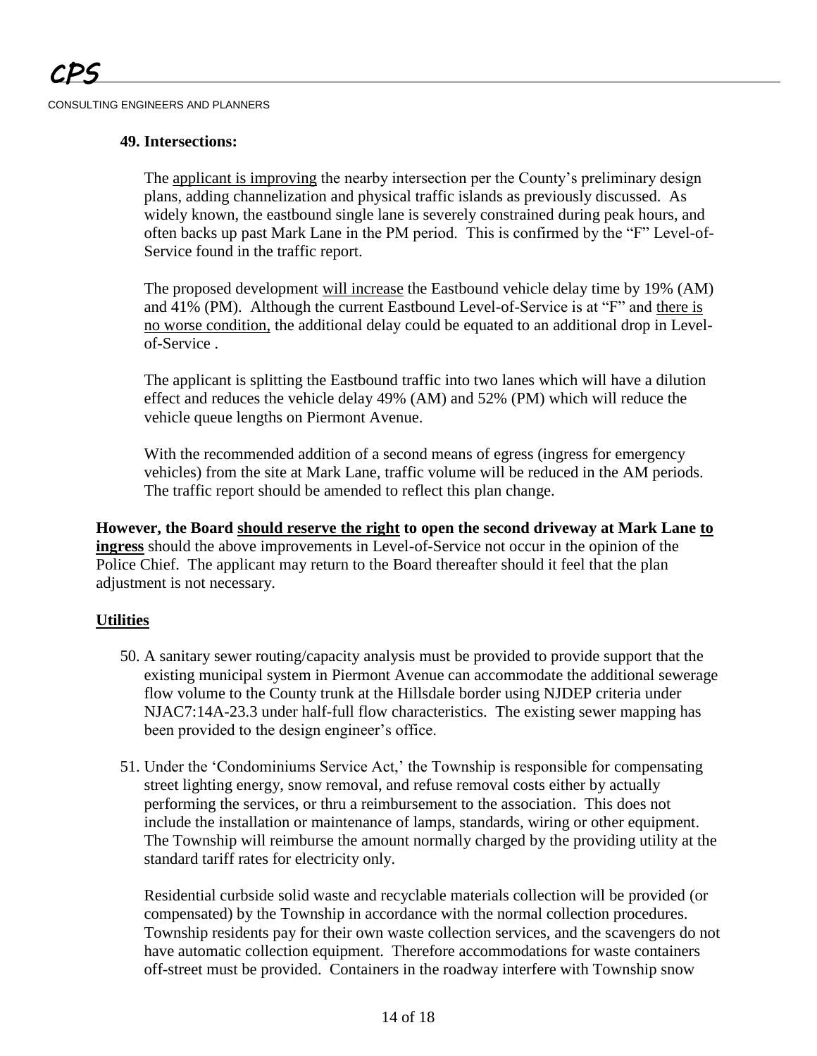**49. Intersections:**

The applicant is improving the nearby intersection per the County's preliminary design plans, adding channelization and physical traffic islands as previously discussed. As widely known, the eastbound single lane is severely constrained during peak hours, and often backs up past Mark Lane in the PM period. This is confirmed by the "F" Level-of-Service found in the traffic report.

The proposed development will increase the Eastbound vehicle delay time by 19% (AM) and 41% (PM). Although the current Eastbound Level-of-Service is at "F" and there is no worse condition, the additional delay could be equated to an additional drop in Level-of-Service .

The applicant is splitting the Eastbound traffic into two lanes which will have a dilution effect and reduces the vehicle delay 49% (AM) and 52% (PM) which will reduce the vehicle queue lengths on Piermont Avenue.

With the recommended addition of a second means of egress (ingress for emergency vehicles) from the site at Mark Lane, traffic volume will be reduced in the AM periods. The traffic report should be amended to reflect this plan change.

**However, the Board should reserve the right to open the second driveway at Mark Lane to ingress** should the above improvements in Level-of-Service not occur in the opinion of the Police Chief. The applicant may return to the Board thereafter should it feel that the plan adjustment is not necessary.

## Utilities

50. A sanitary sewer routing/capacity analysis must be provided to provide support that the existing municipal system in Piermont Avenue can accommodate the additional sewerage flow volume to the County trunk at the Hillsdale border using NJDEP criteria under NJAC7:14A-23.3 under half-full flow characteristics. The existing sewer mapping has been provided to the design engineer's office.

51. Under the 'Condominiums Service Act,' the Township is responsible for compensating street lighting energy, snow removal, and refuse removal costs either by actually performing the services, or thru a reimbursement to the association. This does not include the installation or maintenance of lamps, standards, wiring or other equipment. The Township will reimburse the amount normally charged by the providing utility at the standard tariff rates for electricity only.

    Residential curbside solid waste and recyclable materials collection will be provided (or compensated) by the Township in accordance with the normal collection procedures. Township residents pay for their own waste collection services, and the scavengers do not have automatic collection equipment. Therefore accommodations for waste containers off-street must be provided. Containers in the roadway interfere with Township snow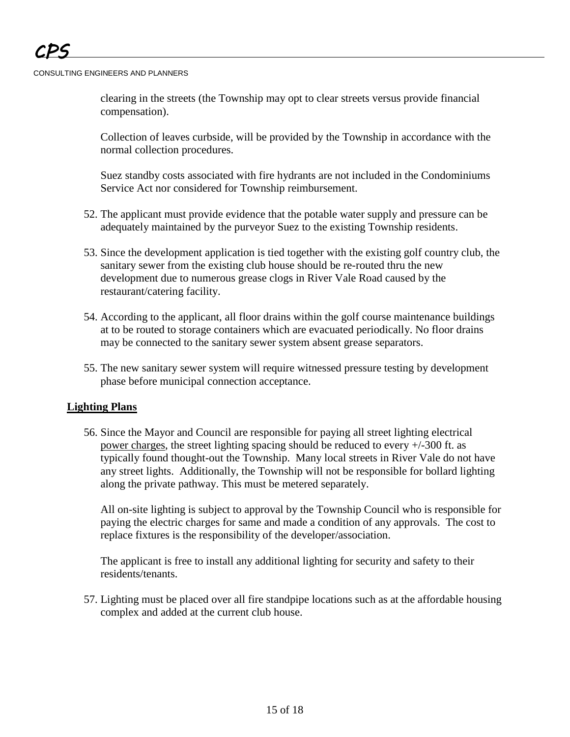clearing in the streets (the Township may opt to clear streets versus provide financial compensation).

Collection of leaves curbside, will be provided by the Township in accordance with the normal collection procedures.

Suez standby costs associated with fire hydrants are not included in the Condominiums Service Act nor considered for Township reimbursement.

52. The applicant must provide evidence that the potable water supply and pressure can be adequately maintained by the purveyor Suez to the existing Township residents.

53. Since the development application is tied together with the existing golf country club, the sanitary sewer from the existing club house should be re-routed thru the new development due to numerous grease clogs in River Vale Road caused by the restaurant/catering facility.

54. According to the applicant, all floor drains within the golf course maintenance buildings at to be routed to storage containers which are evacuated periodically. No floor drains may be connected to the sanitary sewer system absent grease separators.

55. The new sanitary sewer system will require witnessed pressure testing by development phase before municipal connection acceptance.

**Lighting Plans**

56. Since the Mayor and Council are responsible for paying all street lighting electrical power charges, the street lighting spacing should be reduced to every +/-300 ft. as typically found thought-out the Township. Many local streets in River Vale do not have any street lights. Additionally, the Township will not be responsible for bollard lighting along the private pathway. This must be metered separately.

    All on-site lighting is subject to approval by the Township Council who is responsible for paying the electric charges for same and made a condition of any approvals. The cost to replace fixtures is the responsibility of the developer/association.

    The applicant is free to install any additional lighting for security and safety to their residents/tenants.

57. Lighting must be placed over all fire standpipe locations such as at the affordable housing complex and added at the current club house.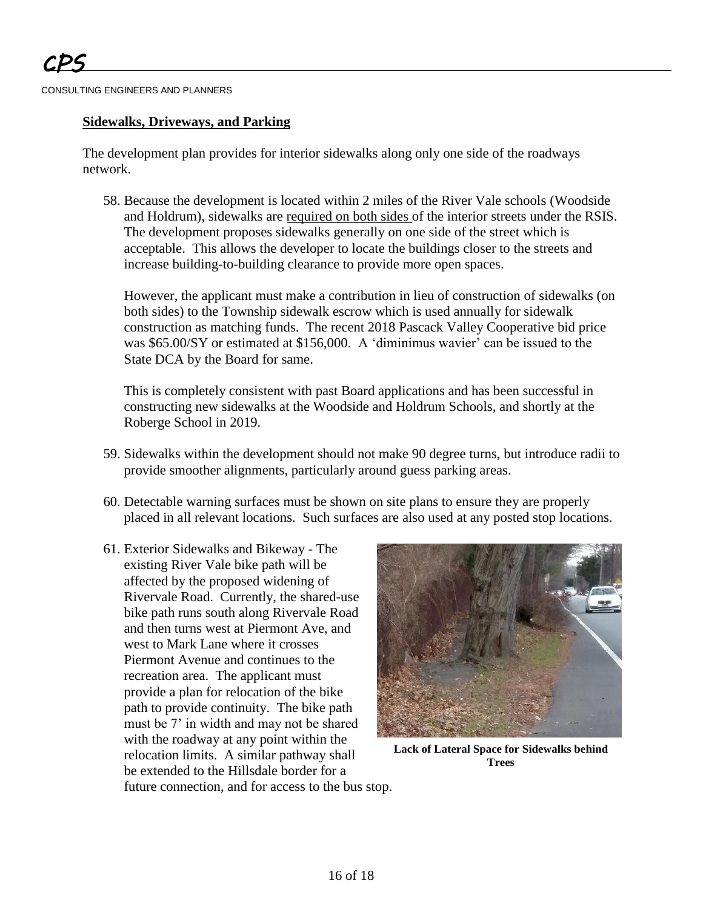## Sidewalks, Driveways, and Parking

The development plan provides for interior sidewalks along only one side of the roadways network.

58. Because the development is located within 2 miles of the River Vale schools (Woodside and Holdrum), sidewalks are required on both sides of the interior streets under the RSIS. The development proposes sidewalks generally on one side of the street which is acceptable. This allows the developer to locate the buildings closer to the streets and increase building-to-building clearance to provide more open spaces.

    However, the applicant must make a contribution in lieu of construction of sidewalks (on both sides) to the Township sidewalk escrow which is used annually for sidewalk construction as matching funds. The recent 2018 Pascack Valley Cooperative bid price was $65.00/SY or estimated at $156,000. A 'diminimus wavier' can be issued to the State DCA by the Board for same.

    This is completely consistent with past Board applications and has been successful in constructing new sidewalks at the Woodside and Holdrum Schools, and shortly at the Roberge School in 2019.

59. Sidewalks within the development should not make 90 degree turns, but introduce radii to provide smoother alignments, particularly around guess parking areas.

60. Detectable warning surfaces must be shown on site plans to ensure they are properly placed in all relevant locations. Such surfaces are also used at any posted stop locations.

61. Exterior Sidewalks and Bikeway - The existing River Vale bike path will be affected by the proposed widening of Rivervale Road. Currently, the shared-use bike path runs south along Rivervale Road and then turns west at Piermont Ave, and west to Mark Lane where it crosses Piermont Avenue and continues to the recreation area. The applicant must provide a plan for relocation of the bike path to provide continuity. The bike path must be 7' in width and may not be shared with the roadway at any point within the relocation limits. A similar pathway shall be extended to the Hillsdale border for a future connection, and for access to the bus stop.

**Lack of Lateral Space for Sidewalks behind Trees**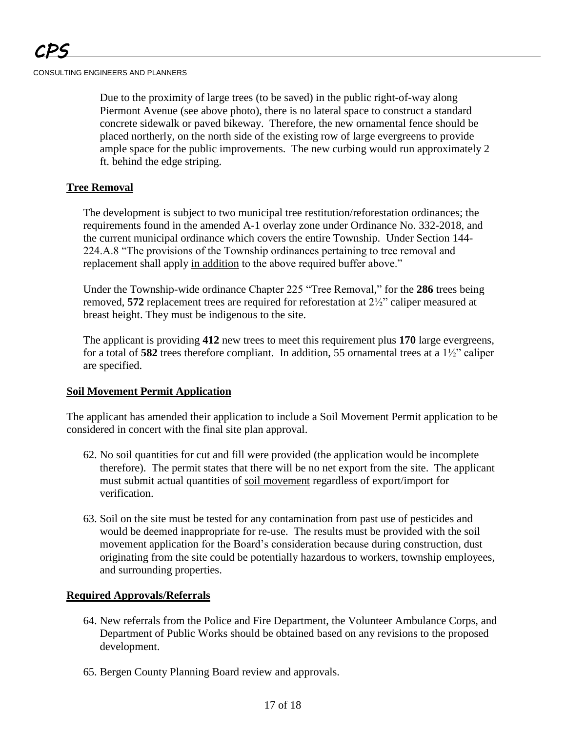Due to the proximity of large trees (to be saved) in the public right-of-way along Piermont Avenue (see above photo), there is no lateral space to construct a standard concrete sidewalk or paved bikeway. Therefore, the new ornamental fence should be placed northerly, on the north side of the existing row of large evergreens to provide ample space for the public improvements. The new curbing would run approximately 2 ft. behind the edge striping.

**Tree Removal**

The development is subject to two municipal tree restitution/reforestation ordinances; the requirements found in the amended A-1 overlay zone under Ordinance No. 332-2018, and the current municipal ordinance which covers the entire Township. Under Section 144-224.A.8 "The provisions of the Township ordinances pertaining to tree removal and replacement shall apply in addition to the above required buffer above."

Under the Township-wide ordinance Chapter 225 "Tree Removal," for the **286** trees being removed, **572** replacement trees are required for reforestation at 2½" caliper measured at breast height. They must be indigenous to the site.

The applicant is providing **412** new trees to meet this requirement plus **170** large evergreens, for a total of **582** trees therefore compliant. In addition, 55 ornamental trees at a 1½" caliper are specified.

**Soil Movement Permit Application**

The applicant has amended their application to include a Soil Movement Permit application to be considered in concert with the final site plan approval.

62. No soil quantities for cut and fill were provided (the application would be incomplete therefore). The permit states that there will be no net export from the site. The applicant must submit actual quantities of soil movement regardless of export/import for verification.

63. Soil on the site must be tested for any contamination from past use of pesticides and would be deemed inappropriate for re-use. The results must be provided with the soil movement application for the Board's consideration because during construction, dust originating from the site could be potentially hazardous to workers, township employees, and surrounding properties.

**Required Approvals/Referrals**

64. New referrals from the Police and Fire Department, the Volunteer Ambulance Corps, and Department of Public Works should be obtained based on any revisions to the proposed development.

65. Bergen County Planning Board review and approvals.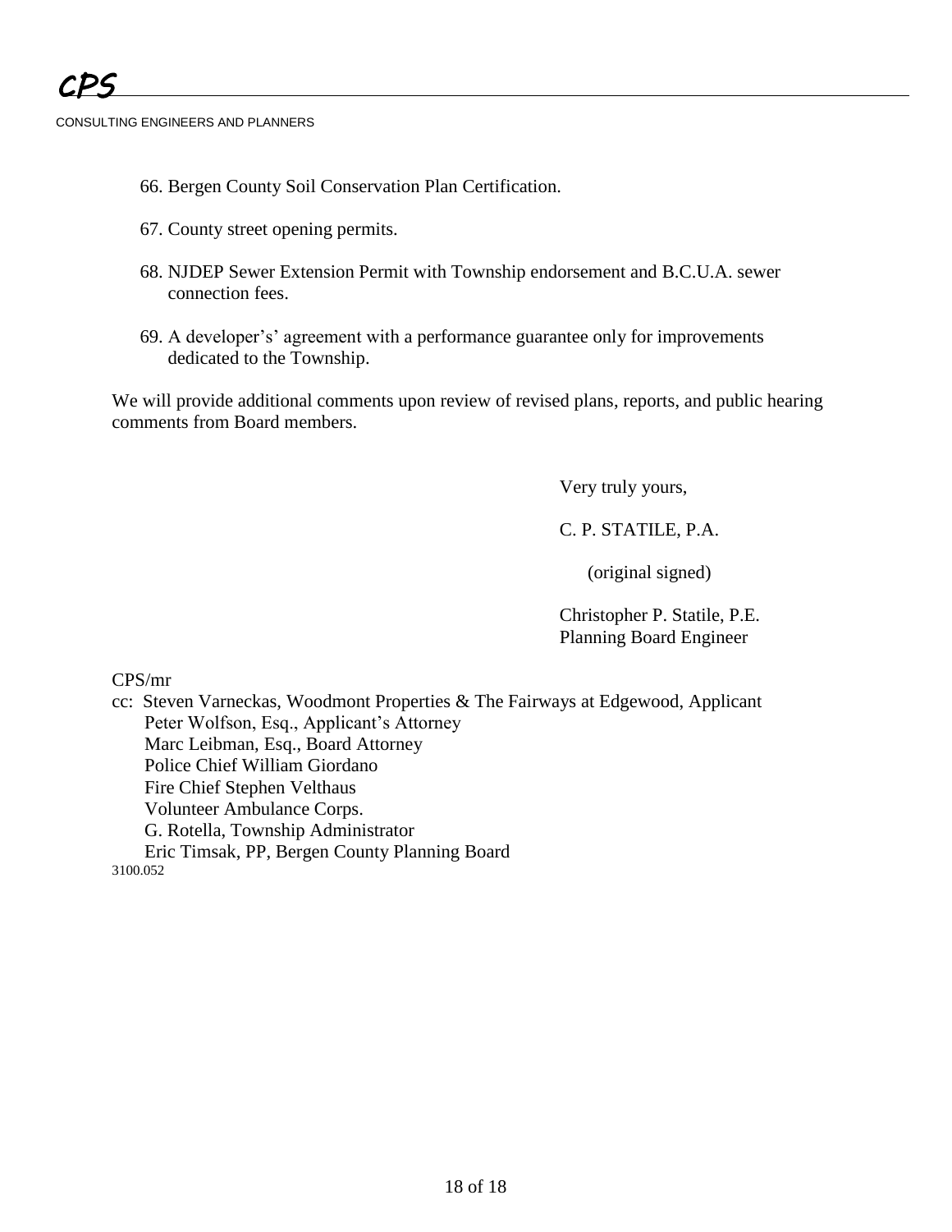66. Bergen County Soil Conservation Plan Certification.

67. County street opening permits.

68. NJDEP Sewer Extension Permit with Township endorsement and B.C.U.A. sewer connection fees.

69. A developer's' agreement with a performance guarantee only for improvements dedicated to the Township.

We will provide additional comments upon review of revised plans, reports, and public hearing comments from Board members.

Very truly yours,

C. P. STATILE, P.A.

(original signed)

Christopher P. Statile, P.E.
Planning Board Engineer

CPS/mr

cc: Steven Varneckas, Woodmont Properties & The Fairways at Edgewood, Applicant
Peter Wolfson, Esq., Applicant's Attorney
Marc Leibman, Esq., Board Attorney
Police Chief William Giordano
Fire Chief Stephen Velthaus
Volunteer Ambulance Corps.
G. Rotella, Township Administrator
Eric Timsak, PP, Bergen County Planning Board

3100.052